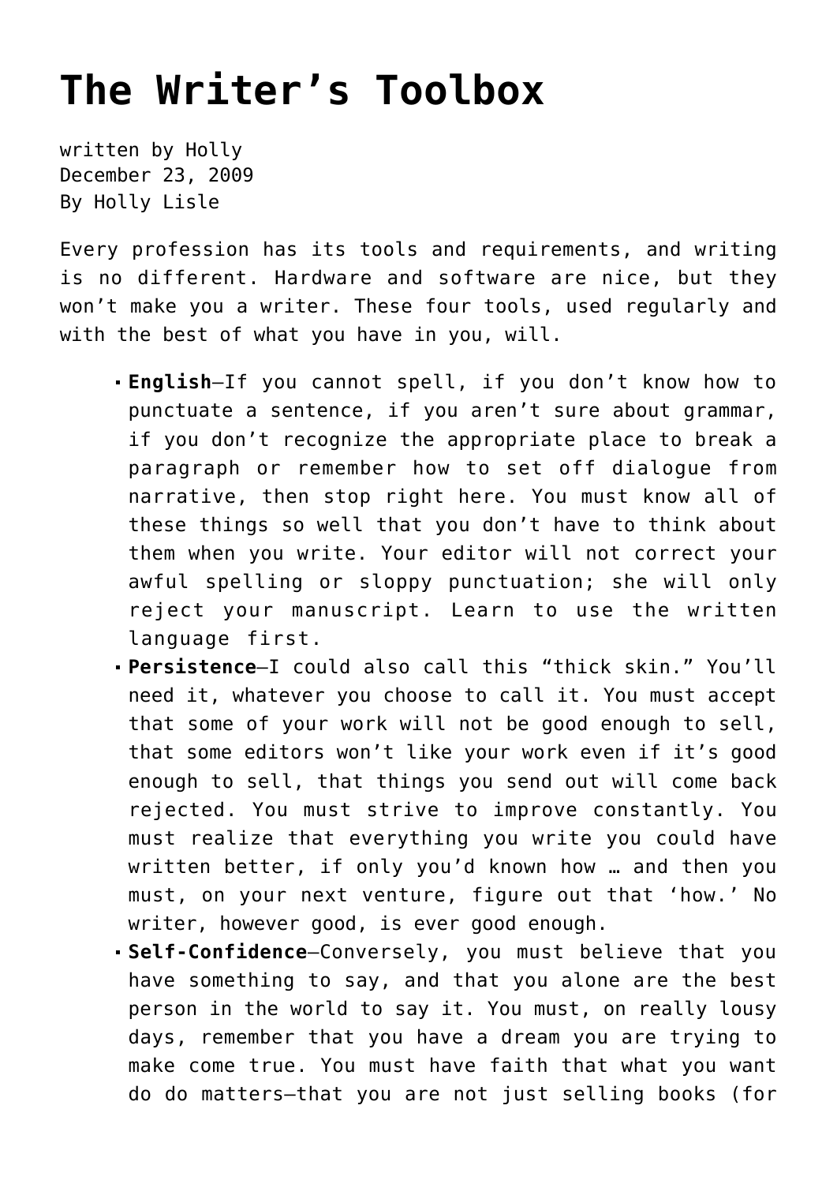# The Writer's Toolbox

written by Holly
December 23, 2009
By Holly Lisle

Every profession has its tools and requirements, and writing is no different. Hardware and software are nice, but they won't make you a writer. These four tools, used regularly and with the best of what you have in you, will.

- **English**—If you cannot spell, if you don't know how to punctuate a sentence, if you aren't sure about grammar, if you don't recognize the appropriate place to break a paragraph or remember how to set off dialogue from narrative, then stop right here. You must know all of these things so well that you don't have to think about them when you write. Your editor will not correct your awful spelling or sloppy punctuation; she will only reject your manuscript. Learn to use the written language first.
- **Persistence**—I could also call this "thick skin." You'll need it, whatever you choose to call it. You must accept that some of your work will not be good enough to sell, that some editors won't like your work even if it's good enough to sell, that things you send out will come back rejected. You must strive to improve constantly. You must realize that everything you write you could have written better, if only you'd known how … and then you must, on your next venture, figure out that 'how.' No writer, however good, is ever good enough.
- **Self-Confidence**—Conversely, you must believe that you have something to say, and that you alone are the best person in the world to say it. You must, on really lousy days, remember that you have a dream you are trying to make come true. You must have faith that what you want do do matters—that you are not just selling books (for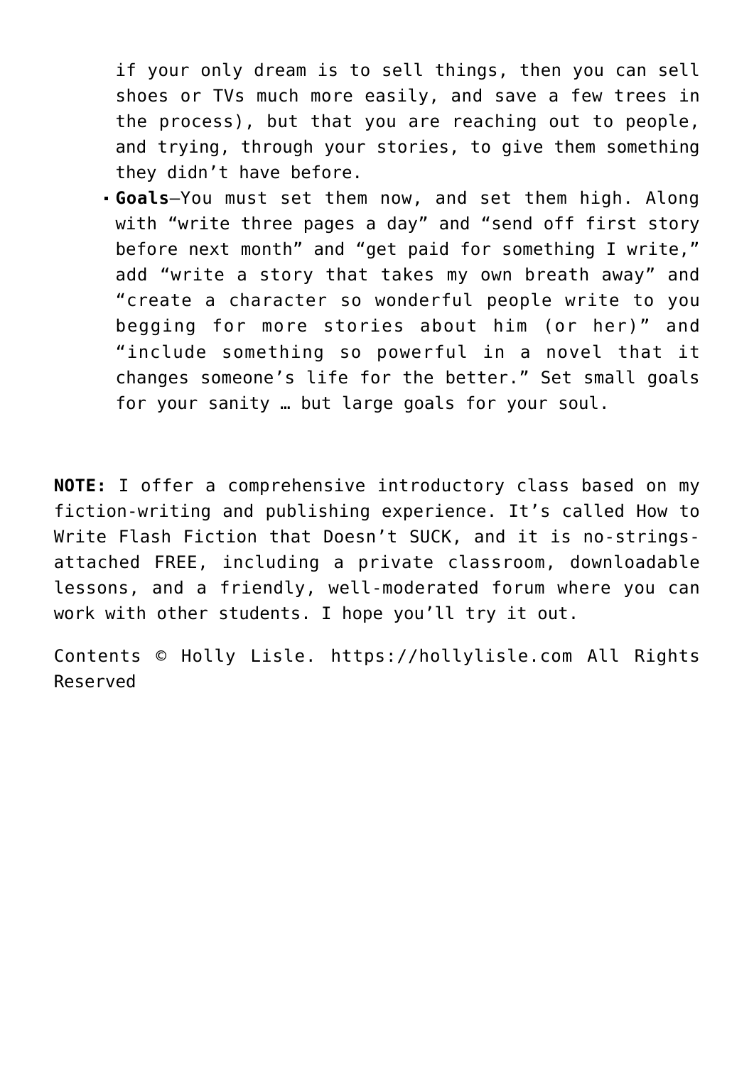if your only dream is to sell things, then you can sell shoes or TVs much more easily, and save a few trees in the process), but that you are reaching out to people, and trying, through your stories, to give them something they didn't have before.

- **Goals**—You must set them now, and set them high. Along with "write three pages a day" and "send off first story before next month" and "get paid for something I write," add "write a story that takes my own breath away" and "create a character so wonderful people write to you begging for more stories about him (or her)" and "include something so powerful in a novel that it changes someone's life for the better." Set small goals for your sanity … but large goals for your soul.

**NOTE:** I offer a comprehensive introductory class based on my fiction-writing and publishing experience. It's called How to Write Flash Fiction that Doesn't SUCK, and it is no-strings-attached FREE, including a private classroom, downloadable lessons, and a friendly, well-moderated forum where you can work with other students. I hope you'll try it out.

Contents © Holly Lisle. https://hollylisle.com All Rights Reserved